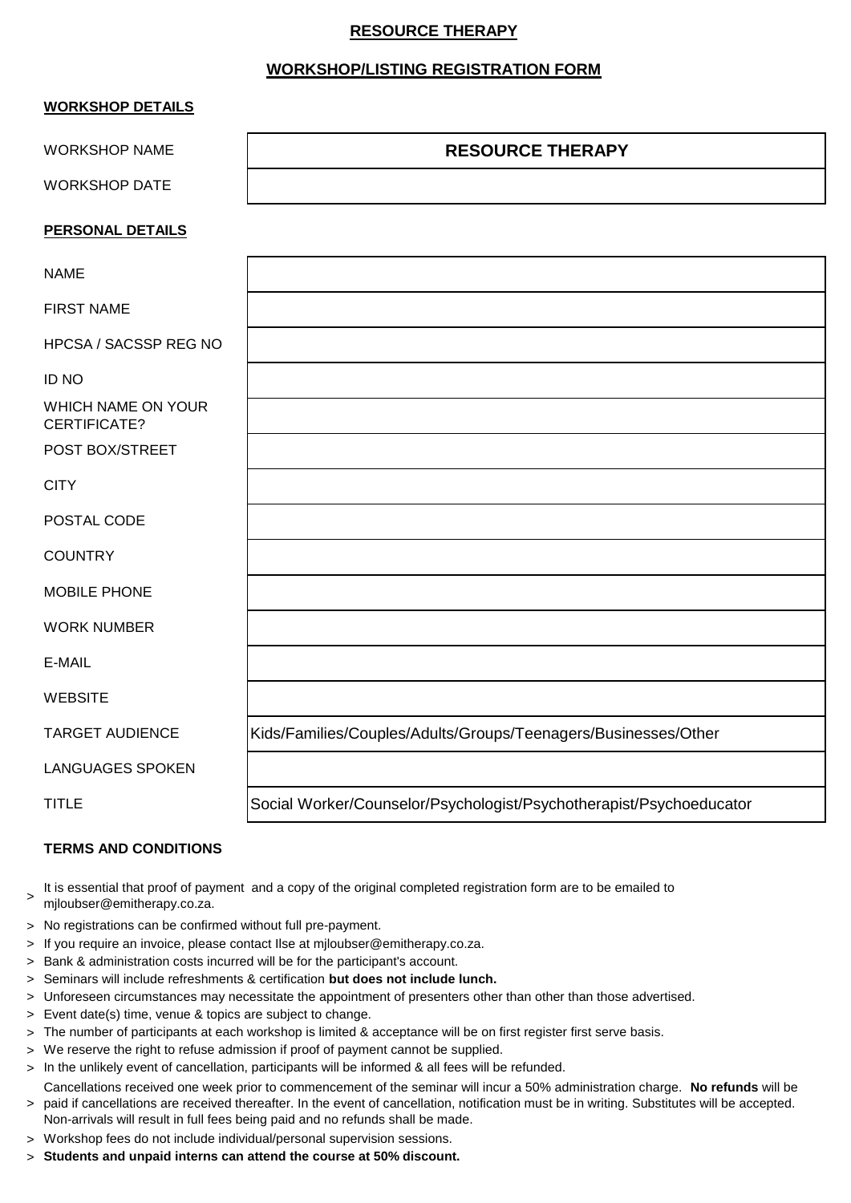# RESOURCE THERAPY

## WORKSHOP/LISTING REGISTRATION FORM

### WORKSHOP DETAILS

| | |
|---|---|
| WORKSHOP NAME | **RESOURCE THERAPY** |
| WORKSHOP DATE | |

### PERSONAL DETAILS

| | |
|---|---|
| NAME | |
| FIRST NAME | |
| HPCSA / SACSSP REG NO | |
| ID NO | |
| WHICH NAME ON YOUR CERTIFICATE? | |
| POST BOX/STREET | |
| CITY | |
| POSTAL CODE | |
| COUNTRY | |
| MOBILE PHONE | |
| WORK NUMBER | |
| E-MAIL | |
| WEBSITE | |
| TARGET AUDIENCE | Kids/Families/Couples/Adults/Groups/Teenagers/Businesses/Other |
| LANGUAGES SPOKEN | |
| TITLE | Social Worker/Counselor/Psychologist/Psychotherapist/Psychoeducator |

### TERMS AND CONDITIONS

> It is essential that proof of payment and a copy of the original completed registration form are to be emailed to mjloubser@emitherapy.co.za.

> No registrations can be confirmed without full pre-payment.

> If you require an invoice, please contact Ilse at mjloubser@emitherapy.co.za.

> Bank & administration costs incurred will be for the participant's account.

> Seminars will include refreshments & certification **but does not include lunch.**

> Unforeseen circumstances may necessitate the appointment of presenters other than other than those advertised.

> Event date(s) time, venue & topics are subject to change.

> The number of participants at each workshop is limited & acceptance will be on first register first serve basis.

> We reserve the right to refuse admission if proof of payment cannot be supplied.

> In the unlikely event of cancellation, participants will be informed & all fees will be refunded.

> Cancellations received one week prior to commencement of the seminar will incur a 50% administration charge. **No refunds** will be paid if cancellations are received thereafter. In the event of cancellation, notification must be in writing. Substitutes will be accepted. Non-arrivals will result in full fees being paid and no refunds shall be made.

> Workshop fees do not include individual/personal supervision sessions.

> **Students and unpaid interns can attend the course at 50% discount.**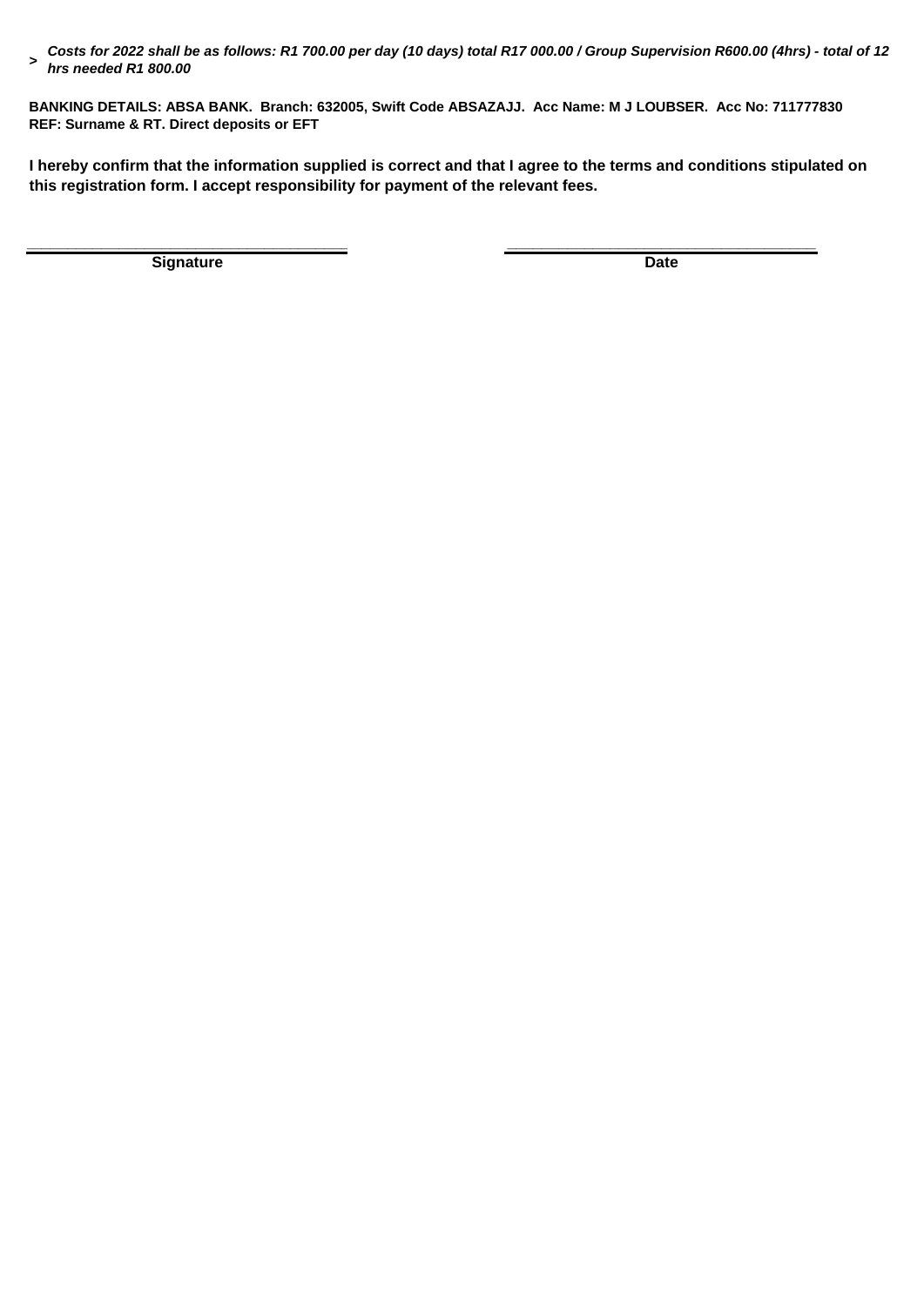> ***Costs for 2022 shall be as follows: R1 700.00 per day (10 days) total R17 000.00 / Group Supervision R600.00 (4hrs) - total of 12 hrs needed R1 800.00***

**BANKING DETAILS: ABSA BANK. Branch: 632005, Swift Code ABSAZAJJ. Acc Name: M J LOUBSER. Acc No: 711777830**
**REF: Surname & RT. Direct deposits or EFT**

**I hereby confirm that the information supplied is correct and that I agree to the terms and conditions stipulated on this registration form. I accept responsibility for payment of the relevant fees.**

| | |
|---|---|
| ______________________________ | ______________________________ |
| **Signature** | **Date** |